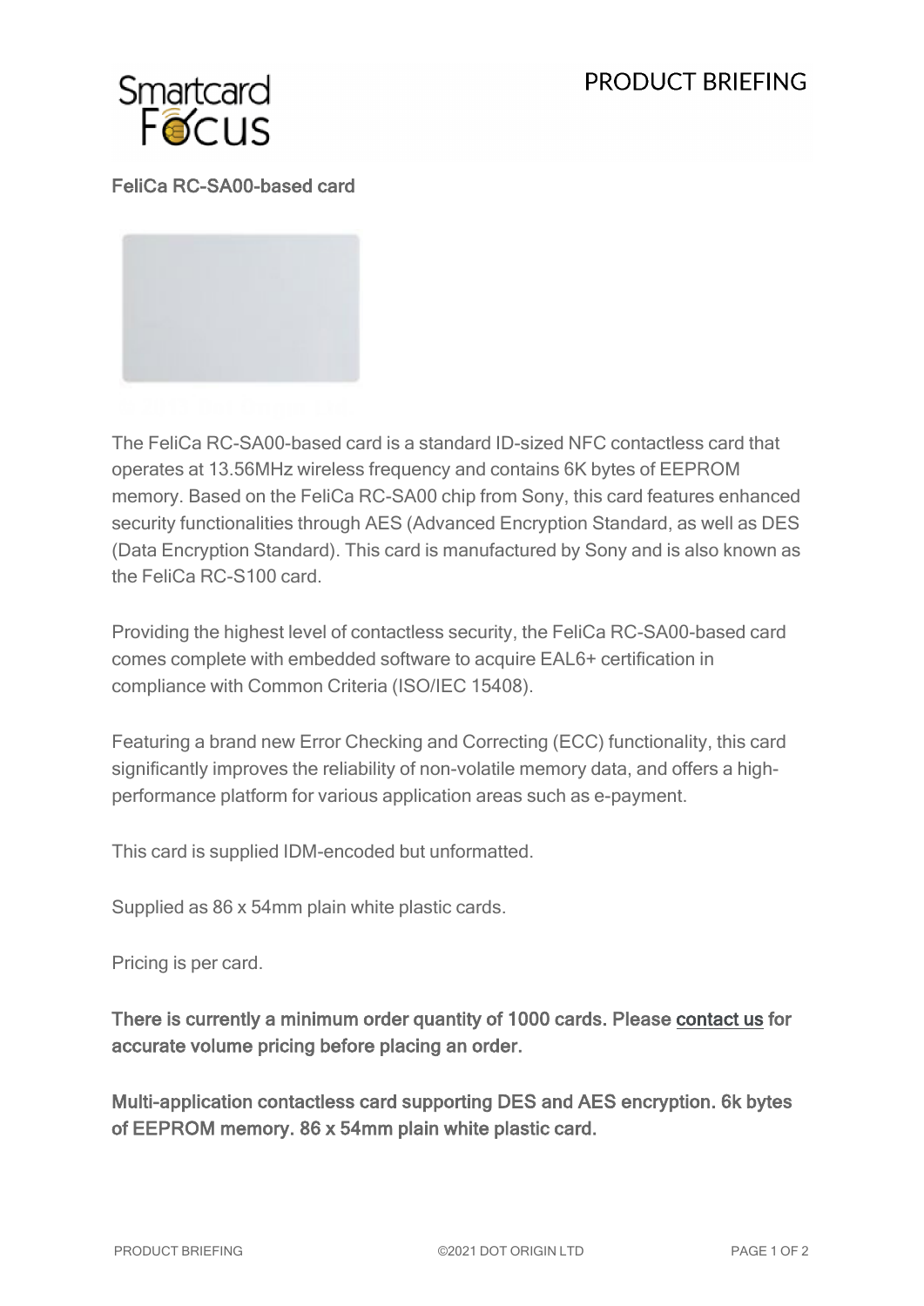# FeliCa RC-SA00-based card

The FeliCa RC-SA00-based card is a standard ID-sized NFC contactless card that operates at 13.56MHz wireless frequency and contains 6K bytes of EEPROM memory. Based on the FeliCa RC-SA00 chip from Sony, this card features enhanced security functionalities through AES (Advanced Encryption Standard, as well as DES (Data Encryption Standard). This card is manufactured by Sony and is also known as the FeliCa RC-S100 card.

Providing the highest level of contactless security, the FeliCa RC-SA00-based card comes complete with embedded software to acquire EAL6+ certification in compliance with Common Criteria (ISO/IEC 15408).

Featuring a brand new Error Checking and Correcting (ECC) functionality, this card significantly improves the reliability of non-volatile memory data, and offers a high-performance platform for various application areas such as e-payment.

This card is supplied IDM-encoded but unformatted.

Supplied as 86 x 54mm plain white plastic cards.

Pricing is per card.

**There is currently a minimum order quantity of 1000 cards. Please contact us for accurate volume pricing before placing an order.**

**Multi-application contactless card supporting DES and AES encryption. 6k bytes of EEPROM memory. 86 x 54mm plain white plastic card.**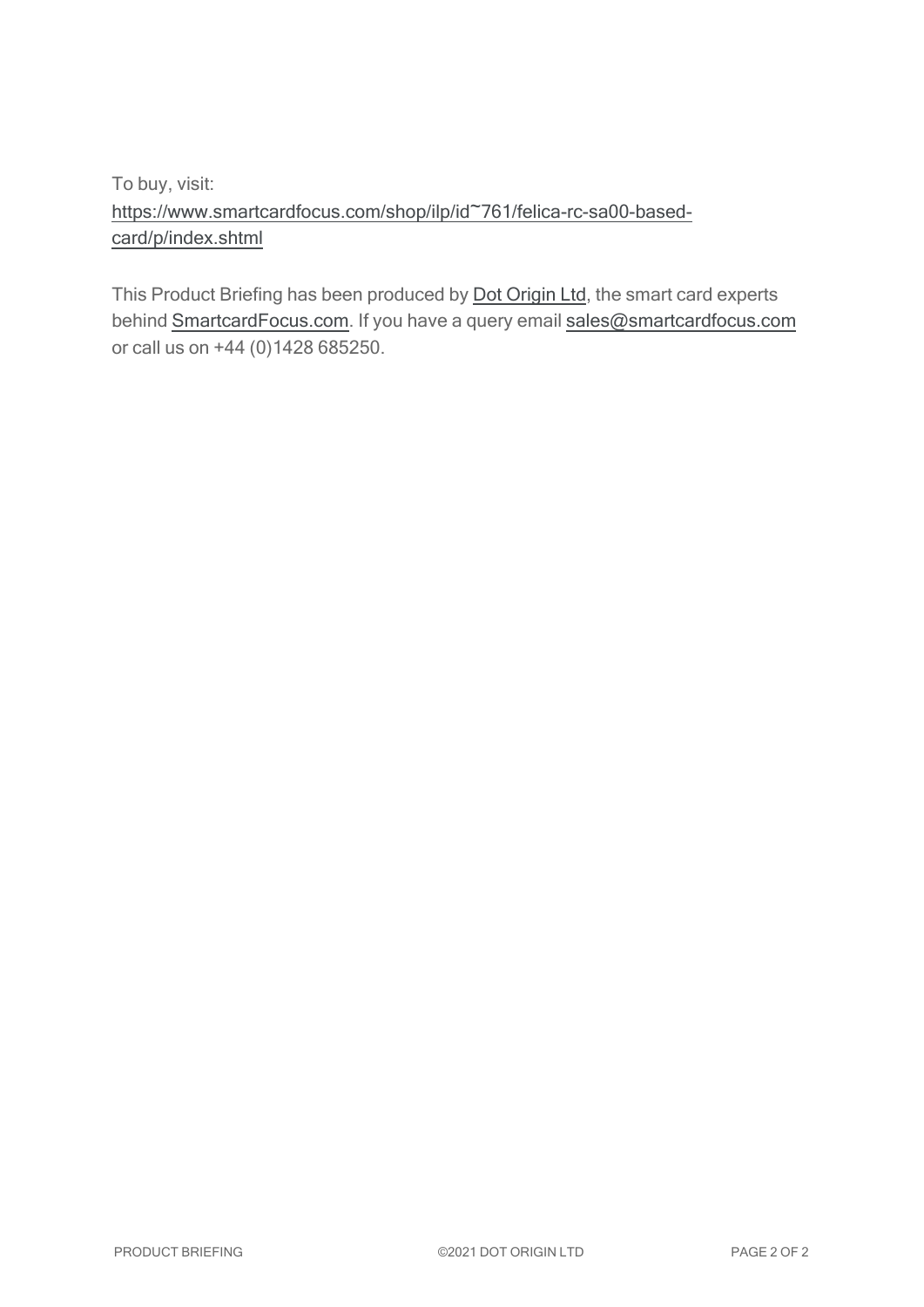To buy, visit:
[https://www.smartcardfocus.com/shop/ilp/id~761/felica-rc-sa00-based-card/p/index.shtml](https://www.smartcardfocus.com/shop/ilp/id~761/felica-rc-sa00-based-card/p/index.shtml)

This Product Briefing has been produced by Dot Origin Ltd, the smart card experts behind SmartcardFocus.com. If you have a query email sales@smartcardfocus.com or call us on +44 (0)1428 685250.